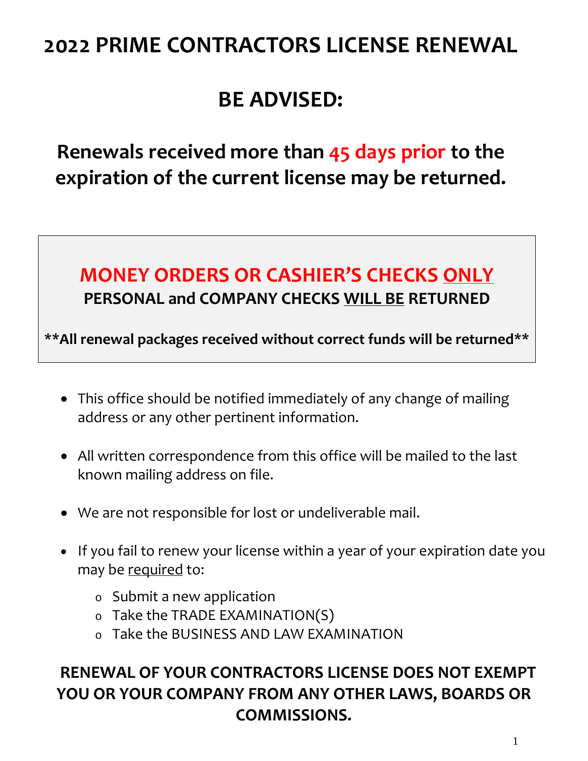# 2022 PRIME CONTRACTORS LICENSE RENEWAL

## BE ADVISED:

**Renewals received more than 45 days prior to the expiration of the current license may be returned.**

**MONEY ORDERS OR CASHIER'S CHECKS <u>ONLY</u>**

**PERSONAL and COMPANY CHECKS <u>WILL BE</u> RETURNED**

****All renewal packages received without correct funds will be returned****

- This office should be notified immediately of any change of mailing address or any other pertinent information.
- All written correspondence from this office will be mailed to the last known mailing address on file.
- We are not responsible for lost or undeliverable mail.
- If you fail to renew your license within a year of your expiration date you may be <u>required</u> to:
  - Submit a new application
  - Take the TRADE EXAMINATION(S)
  - Take the BUSINESS AND LAW EXAMINATION

**RENEWAL OF YOUR CONTRACTORS LICENSE DOES NOT EXEMPT YOU OR YOUR COMPANY FROM ANY OTHER LAWS, BOARDS OR COMMISSIONS.**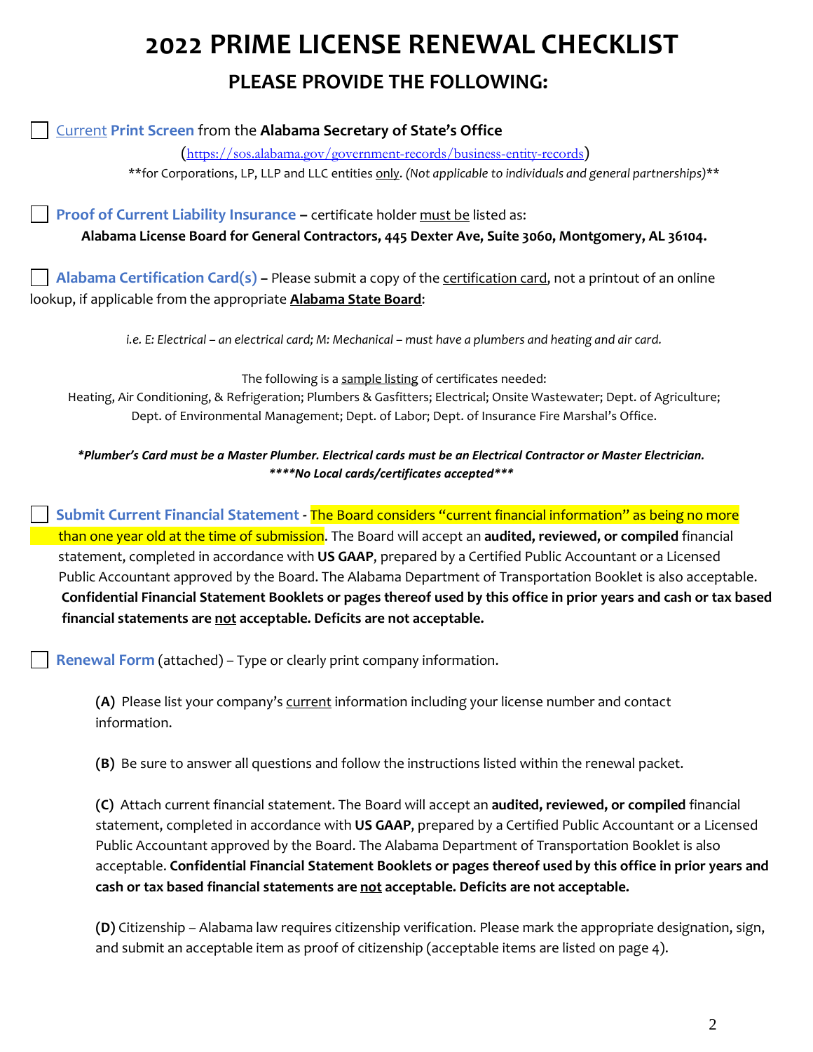# 2022 PRIME LICENSE RENEWAL CHECKLIST

## PLEASE PROVIDE THE FOLLOWING:

☐ Current **Print Screen** from the **Alabama Secretary of State's Office**

(https://sos.alabama.gov/government-records/business-entity-records)

**for Corporations, LP, LLP and LLC entities only. *(Not applicable to individuals and general partnerships)***

☐ **Proof of Current Liability Insurance –** certificate holder must be listed as:

**Alabama License Board for General Contractors, 445 Dexter Ave, Suite 3060, Montgomery, AL 36104.**

☐ **Alabama Certification Card(s) –** Please submit a copy of the certification card, not a printout of an online lookup, if applicable from the appropriate **Alabama State Board**:

*i.e. E: Electrical – an electrical card; M: Mechanical – must have a plumbers and heating and air card.*

The following is a sample listing of certificates needed:

Heating, Air Conditioning, & Refrigeration; Plumbers & Gasfitters; Electrical; Onsite Wastewater; Dept. of Agriculture; Dept. of Environmental Management; Dept. of Labor; Dept. of Insurance Fire Marshal's Office.

***\*Plumber's Card must be a Master Plumber. Electrical cards must be an Electrical Contractor or Master Electrician.***

***\*\*\*\*No Local cards/certificates accepted\*\*\****

☐ **Submit Current Financial Statement -** The Board considers "current financial information" as being no more than one year old at the time of submission. The Board will accept an **audited, reviewed, or compiled** financial statement, completed in accordance with **US GAAP**, prepared by a Certified Public Accountant or a Licensed Public Accountant approved by the Board. The Alabama Department of Transportation Booklet is also acceptable. **Confidential Financial Statement Booklets or pages thereof used by this office in prior years and cash or tax based financial statements are not acceptable. Deficits are not acceptable.**

☐ **Renewal Form** (attached) – Type or clearly print company information.

**(A)** Please list your company's current information including your license number and contact information.

**(B)** Be sure to answer all questions and follow the instructions listed within the renewal packet.

**(C)** Attach current financial statement. The Board will accept an **audited, reviewed, or compiled** financial statement, completed in accordance with **US GAAP**, prepared by a Certified Public Accountant or a Licensed Public Accountant approved by the Board. The Alabama Department of Transportation Booklet is also acceptable. **Confidential Financial Statement Booklets or pages thereof used by this office in prior years and cash or tax based financial statements are not acceptable. Deficits are not acceptable.**

**(D)** Citizenship – Alabama law requires citizenship verification. Please mark the appropriate designation, sign, and submit an acceptable item as proof of citizenship (acceptable items are listed on page 4).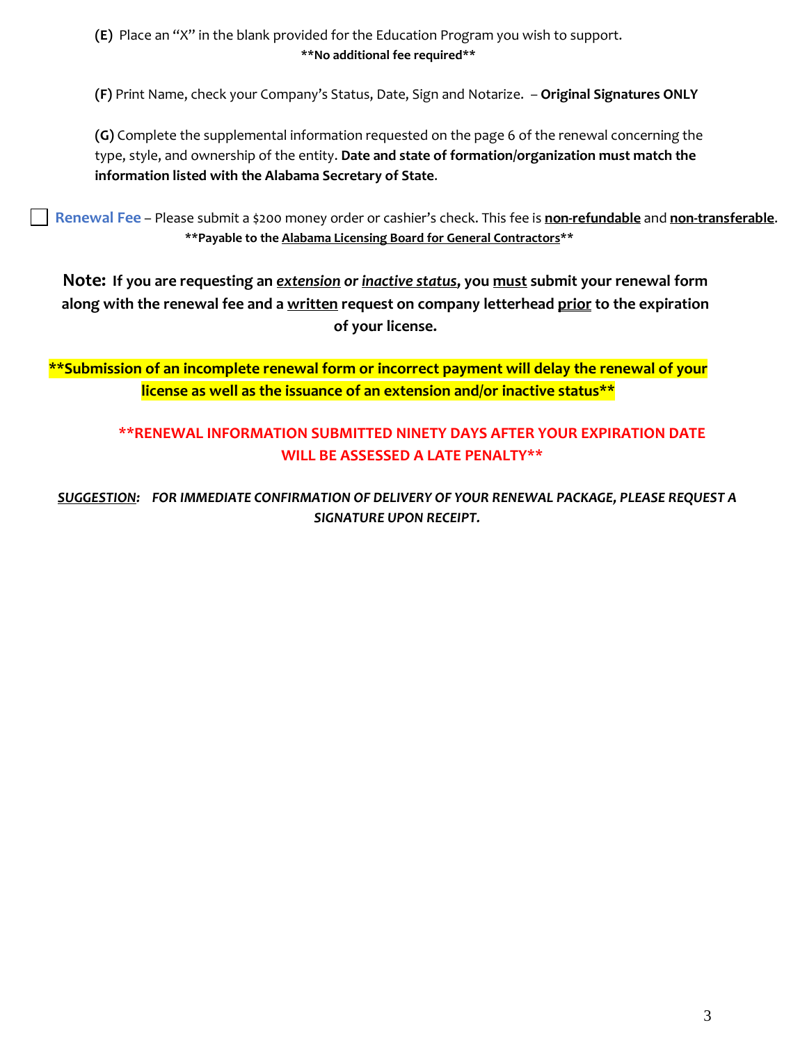**(E)** Place an "X" in the blank provided for the Education Program you wish to support.

**\*\*No additional fee required\*\***

**(F)** Print Name, check your Company's Status, Date, Sign and Notarize. – **Original Signatures ONLY**

**(G)** Complete the supplemental information requested on the page 6 of the renewal concerning the type, style, and ownership of the entity. **Date and state of formation/organization must match the information listed with the Alabama Secretary of State**.

☐ **Renewal Fee** – Please submit a $200 money order or cashier's check. This fee is **non-refundable** and **non-transferable**.

**\*\*Payable to the Alabama Licensing Board for General Contractors\*\***

**Note: If you are requesting an *extension* or *inactive status*, you must submit your renewal form along with the renewal fee and a written request on company letterhead prior to the expiration of your license.**

**\*\*Submission of an incomplete renewal form or incorrect payment will delay the renewal of your license as well as the issuance of an extension and/or inactive status\*\***

**\*\*RENEWAL INFORMATION SUBMITTED NINETY DAYS AFTER YOUR EXPIRATION DATE WILL BE ASSESSED A LATE PENALTY\*\***

***SUGGESTION:* *FOR IMMEDIATE CONFIRMATION OF DELIVERY OF YOUR RENEWAL PACKAGE, PLEASE REQUEST A SIGNATURE UPON RECEIPT.***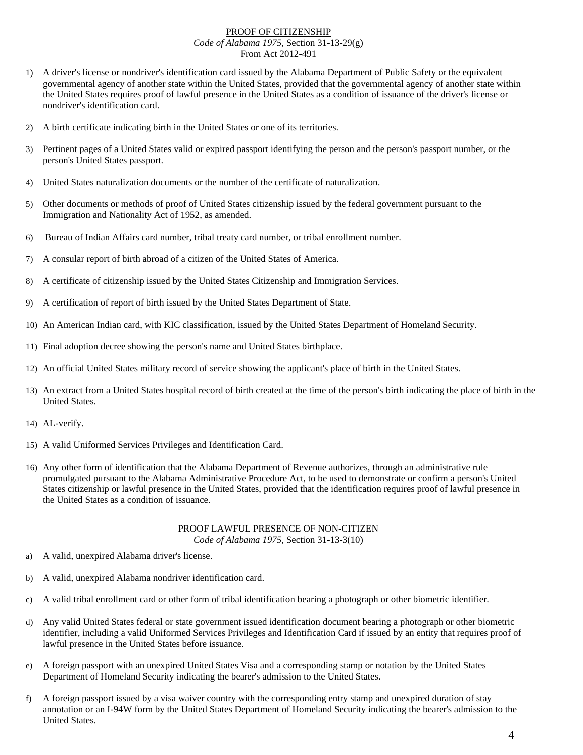## PROOF OF CITIZENSHIP

*Code of Alabama 1975*, Section 31-13-29(g)
From Act 2012-491

1) A driver's license or nondriver's identification card issued by the Alabama Department of Public Safety or the equivalent governmental agency of another state within the United States, provided that the governmental agency of another state within the United States requires proof of lawful presence in the United States as a condition of issuance of the driver's license or nondriver's identification card.

2) A birth certificate indicating birth in the United States or one of its territories.

3) Pertinent pages of a United States valid or expired passport identifying the person and the person's passport number, or the person's United States passport.

4) United States naturalization documents or the number of the certificate of naturalization.

5) Other documents or methods of proof of United States citizenship issued by the federal government pursuant to the Immigration and Nationality Act of 1952, as amended.

6) Bureau of Indian Affairs card number, tribal treaty card number, or tribal enrollment number.

7) A consular report of birth abroad of a citizen of the United States of America.

8) A certificate of citizenship issued by the United States Citizenship and Immigration Services.

9) A certification of report of birth issued by the United States Department of State.

10) An American Indian card, with KIC classification, issued by the United States Department of Homeland Security.

11) Final adoption decree showing the person's name and United States birthplace.

12) An official United States military record of service showing the applicant's place of birth in the United States.

13) An extract from a United States hospital record of birth created at the time of the person's birth indicating the place of birth in the United States.

14) AL-verify.

15) A valid Uniformed Services Privileges and Identification Card.

16) Any other form of identification that the Alabama Department of Revenue authorizes, through an administrative rule promulgated pursuant to the Alabama Administrative Procedure Act, to be used to demonstrate or confirm a person's United States citizenship or lawful presence in the United States, provided that the identification requires proof of lawful presence in the United States as a condition of issuance.

## PROOF LAWFUL PRESENCE OF NON-CITIZEN

*Code of Alabama 1975*, Section 31-13-3(10)

a) A valid, unexpired Alabama driver's license.

b) A valid, unexpired Alabama nondriver identification card.

c) A valid tribal enrollment card or other form of tribal identification bearing a photograph or other biometric identifier.

d) Any valid United States federal or state government issued identification document bearing a photograph or other biometric identifier, including a valid Uniformed Services Privileges and Identification Card if issued by an entity that requires proof of lawful presence in the United States before issuance.

e) A foreign passport with an unexpired United States Visa and a corresponding stamp or notation by the United States Department of Homeland Security indicating the bearer's admission to the United States.

f) A foreign passport issued by a visa waiver country with the corresponding entry stamp and unexpired duration of stay annotation or an I-94W form by the United States Department of Homeland Security indicating the bearer's admission to the United States.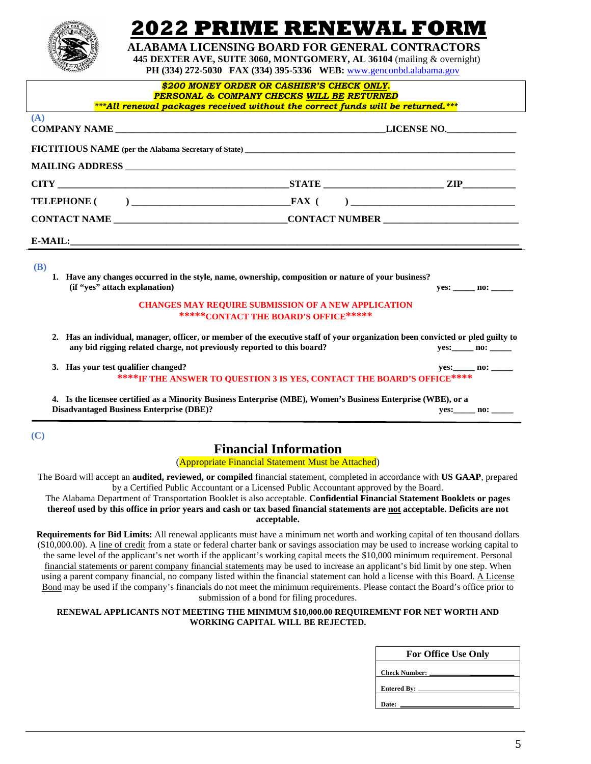# 2022 PRIME RENEWAL FORM

**ALABAMA LICENSING BOARD FOR GENERAL CONTRACTORS**
**445 DEXTER AVE, SUITE 3060, MONTGOMERY, AL 36104** (mailing & overnight)
**PH (334) 272-5030 FAX (334) 395-5336 WEB:** www.genconbd.alabama.gov

***$200 MONEY ORDER OR CASHIER'S CHECK ONLY.***
***PERSONAL & COMPANY CHECKS WILL BE RETURNED***
****\*\*All renewal packages received without the correct funds will be returned.\*\*\****

**(A)**

**COMPANY NAME** ______________________________ **LICENSE NO.** ______________

**FICTITIOUS NAME (per the Alabama Secretary of State)** ______________________________

**MAILING ADDRESS** ______________________________

**CITY** ______________________ **STATE** ______________ **ZIP** __________

**TELEPHONE (    )** ______________________ **FAX (    )** ______________________

**CONTACT NAME** ______________________ **CONTACT NUMBER** ______________________

**E-MAIL:** ______________________________

**(B)**

1. **Have any changes occurred in the style, name, ownership, composition or nature of your business? (if "yes" attach explanation)** **yes: _____ no: _____**

   **CHANGES MAY REQUIRE SUBMISSION OF A NEW APPLICATION**
   **\*\*\*\*\*CONTACT THE BOARD'S OFFICE\*\*\*\*\***

2. **Has an individual, manager, officer, or member of the executive staff of your organization been convicted or pled guilty to any bid rigging related charge, not previously reported to this board?** **yes:_____ no: _____**

3. **Has your test qualifier changed?** **yes:_____ no: _____**

   **\*\*\*\*IF THE ANSWER TO QUESTION 3 IS YES, CONTACT THE BOARD'S OFFICE\*\*\*\***

4. **Is the licensee certified as a Minority Business Enterprise (MBE), Women's Business Enterprise (WBE), or a Disadvantaged Business Enterprise (DBE)?** **yes:_____ no: _____**

**(C)**

## Financial Information

(Appropriate Financial Statement Must be Attached)

The Board will accept an **audited, reviewed, or compiled** financial statement, completed in accordance with **US GAAP**, prepared by a Certified Public Accountant or a Licensed Public Accountant approved by the Board.
The Alabama Department of Transportation Booklet is also acceptable. **Confidential Financial Statement Booklets or pages thereof used by this office in prior years and cash or tax based financial statements are not acceptable. Deficits are not acceptable.**

**Requirements for Bid Limits:** All renewal applicants must have a minimum net worth and working capital of ten thousand dollars ($10,000.00). A line of credit from a state or federal charter bank or savings association may be used to increase working capital to the same level of the applicant's net worth if the applicant's working capital meets the $10,000 minimum requirement. Personal financial statements or parent company financial statements may be used to increase an applicant's bid limit by one step. When using a parent company financial, no company listed within the financial statement can hold a license with this Board. A License Bond may be used if the company's financials do not meet the minimum requirements. Please contact the Board's office prior to submission of a bond for filing procedures.

**RENEWAL APPLICANTS NOT MEETING THE MINIMUM $10,000.00 REQUIREMENT FOR NET WORTH AND WORKING CAPITAL WILL BE REJECTED.**

| For Office Use Only |
|---|
| Check Number: ____________ |
| Entered By: ____________ |
| Date: ____________ |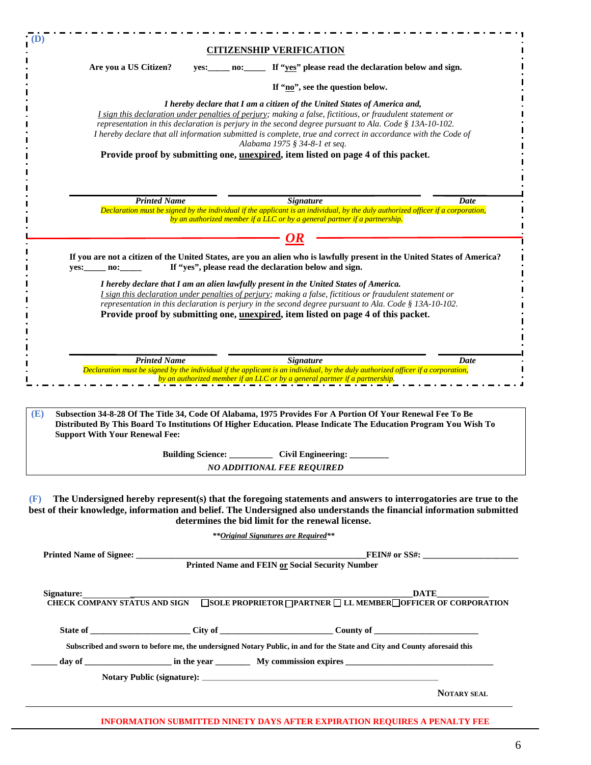**(D)**

## CITIZENSHIP VERIFICATION

**Are you a US Citizen?** **yes:_____ no:_____ If "yes" please read the declaration below and sign.**

**If "no", see the question below.**

***I hereby declare that I am a citizen of the United States of America and,***
*I sign this declaration under penalties of perjury; making a false, fictitious, or fraudulent statement or representation in this declaration is perjury in the second degree pursuant to Ala. Code § 13A-10-102.*
*I hereby declare that all information submitted is complete, true and correct in accordance with the Code of Alabama 1975 § 34-8-1 et seq.*

**Provide proof by submitting one, unexpired, item listed on page 4 of this packet.**

| ***Printed Name*** | ***Signature*** | ***Date*** |
|---|---|---|

*Declaration must be signed by the individual if the applicant is an individual, by the duly authorized officer if a corporation, by an authorized member if a LLC or by a general partner if a partnership.*

***OR***

**If you are not a citizen of the United States, are you an alien who is lawfully present in the United States of America?**
**yes:_____ no:_____ If "yes", please read the declaration below and sign.**

***I hereby declare that I am an alien lawfully present in the United States of America.***
*I sign this declaration under penalties of perjury; making a false, fictitious or fraudulent statement or representation in this declaration is perjury in the second degree pursuant to Ala. Code § 13A-10-102.*

**Provide proof by submitting one, unexpired, item listed on page 4 of this packet.**

| ***Printed Name*** | ***Signature*** | ***Date*** |
|---|---|---|

*Declaration must be signed by the individual if the applicant is an individual, by the duly authorized officer if a corporation, by an authorized member if an LLC or by a general partner if a partnership.*

---

**(E)** **Subsection 34-8-28 Of The Title 34, Code Of Alabama, 1975 Provides For A Portion Of Your Renewal Fee To Be Distributed By This Board To Institutions Of Higher Education. Please Indicate The Education Program You Wish To Support With Your Renewal Fee:**

**Building Science: __________ Civil Engineering: _________**

***NO ADDITIONAL FEE REQUIRED***

---

**(F)** **The Undersigned hereby represent(s) that the foregoing statements and answers to interrogatories are true to the best of their knowledge, information and belief. The Undersigned also understands the financial information submitted determines the bid limit for the renewal license.**

***\*\*Original Signatures are Required\*\****

**Printed Name of Signee:** ______________________________________________________ **FEIN# or SS#:** ______________________
**Printed Name and FEIN or Social Security Number**

**Signature:** ____________________________________________________________________ **DATE** ___________
**CHECK COMPANY STATUS AND SIGN** ☐ **SOLE PROPRIETOR** ☐ **PARTNER** ☐ **LL MEMBER** ☐ **OFFICER OF CORPORATION**

**State of** ______________________ **City of** _________________________ **County of** _______________________

**Subscribed and sworn to before me, the undersigned Notary Public, in and for the State and City and County aforesaid this**

______ **day of** ___________________ **in the year** ________ **My commission expires** _________________________________

**Notary Public (signature):** ______________________________________________________

**NOTARY SEAL**

---

**INFORMATION SUBMITTED NINETY DAYS AFTER EXPIRATION REQUIRES A PENALTY FEE**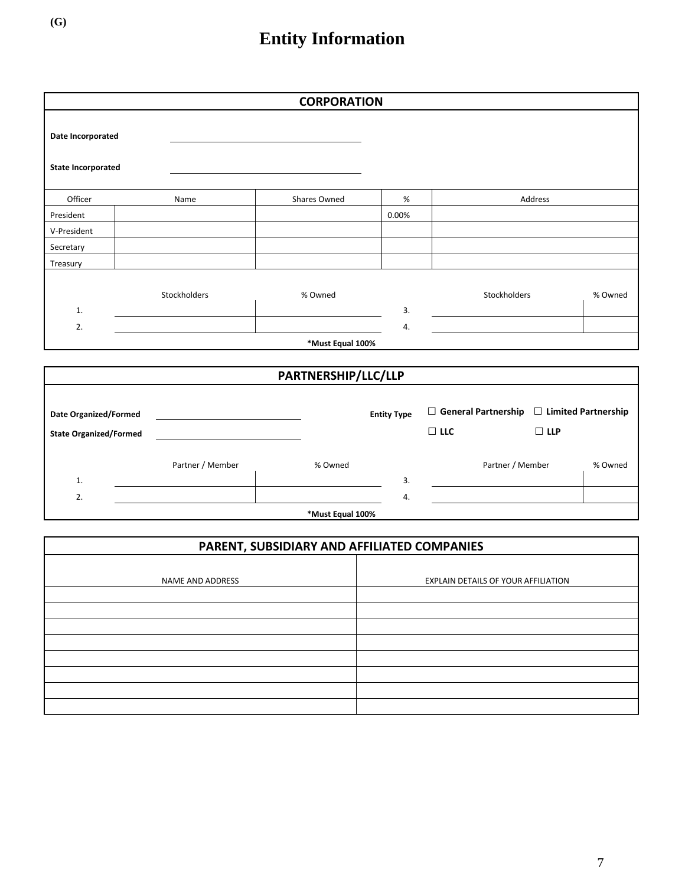(G)

# Entity Information

## CORPORATION

**Date Incorporated** ______________________

**State Incorporated** ______________________

| Officer | Name | Shares Owned | % | Address |
|---|---|---|---|---|
| President | | | 0.00% | |
| V-President | | | | |
| Secretary | | | | |
| Treasury | | | | |

| | Stockholders | % Owned | | Stockholders | % Owned |
|---|---|---|---|---|---|
| 1. | | | 3. | | |
| 2. | | | 4. | | |

**\*Must Equal 100%**

## PARTNERSHIP/LLC/LLP

**Date Organized/Formed** ______________________

**State Organized/Formed** ______________________

**Entity Type** ☐ **General Partnership** ☐ **Limited Partnership** ☐ **LLC** ☐ **LLP**

| | Partner / Member | % Owned | | Partner / Member | % Owned |
|---|---|---|---|---|---|
| 1. | | | 3. | | |
| 2. | | | 4. | | |

**\*Must Equal 100%**

## PARENT, SUBSIDIARY AND AFFILIATED COMPANIES

| NAME AND ADDRESS | EXPLAIN DETAILS OF YOUR AFFILIATION |
|---|---|
| | |
| | |
| | |
| | |
| | |
| | |
| | |
| | |